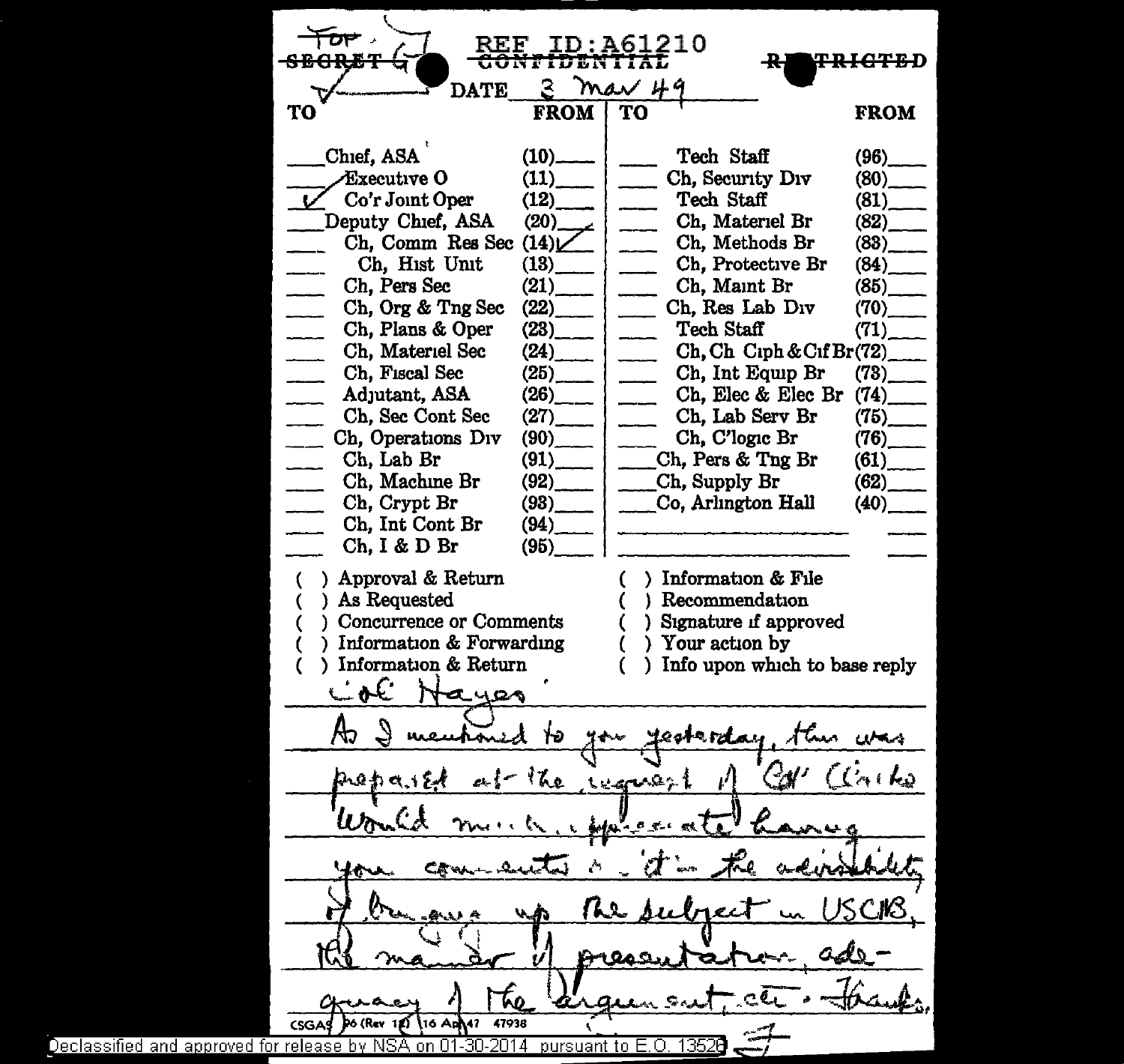~~TOP SECRET~~ REF ID:A61210 ~~CONFIDENTIAL~~ ~~RESTRICTED~~

DATE 3 Mar 49

| TO | | FROM | TO | | FROM |
|---|---|---|---|---|---|
| | Chief, ASA | (10) | | Tech Staff | (96) |
| ✓ | Executive O | (11) | | Ch, Security Div | (80) |
| ✓ | Co'r Joint Oper | (12) | | Tech Staff | (81) |
| | Deputy Chief, ASA | (20) | | Ch, Materiel Br | (82) |
| | Ch, Comm Res Sec | (14) ✓ | | Ch, Methods Br | (83) |
| | Ch, Hist Unit | (13) | | Ch, Protective Br | (84) |
| | Ch, Pers Sec | (21) | | Ch, Maint Br | (85) |
| | Ch, Org & Tng Sec | (22) | | Ch, Res Lab Div | (70) |
| | Ch, Plans & Oper | (23) | | Tech Staff | (71) |
| | Ch, Materiel Sec | (24) | | Ch, Ch Ciph & Cif Br | (72) |
| | Ch, Fiscal Sec | (25) | | Ch, Int Equip Br | (73) |
| | Adjutant, ASA | (26) | | Ch, Elec & Elec Br | (74) |
| | Ch, Sec Cont Sec | (27) | | Ch, Lab Serv Br | (75) |
| | Ch, Operations Div | (90) | | Ch, C'logic Br | (76) |
| | Ch, Lab Br | (91) | | Ch, Pers & Tng Br | (61) |
| | Ch, Machine Br | (92) | | Ch, Supply Br | (62) |
| | Ch, Crypt Br | (93) | | Co, Arlington Hall | (40) |
| | Ch, Int Cont Br | (94) | | | |
| | Ch, I & D Br | (95) | | | |

( ) Approval & Return
( ) As Requested
( ) Concurrence or Comments
( ) Information & Forwarding
( ) Information & Return
( ) Information & File
( ) Recommendation
( ) Signature if approved
( ) Your action by
( ) Info upon which to base reply

Col Hayes:

As I mentioned to you yesterday, this was prepared at the request of Col Clarke. Would much appreciate having your comments on the advisability of bringing up the subject in USCIB, the manner of presentation, adequacy of the argument, etc. Thanks.

F

CSGAS 96 (Rev 12) 16 Apr 47 47938

Declassified and approved for release by NSA on 01-30-2014 pursuant to E.O. 13526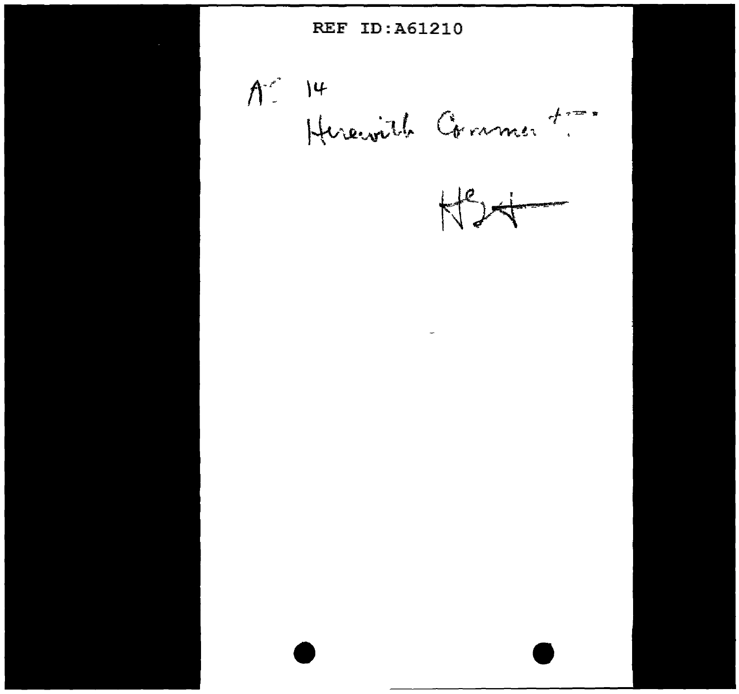REF ID:A61210

A.C. 14

Herewith Comment.

HB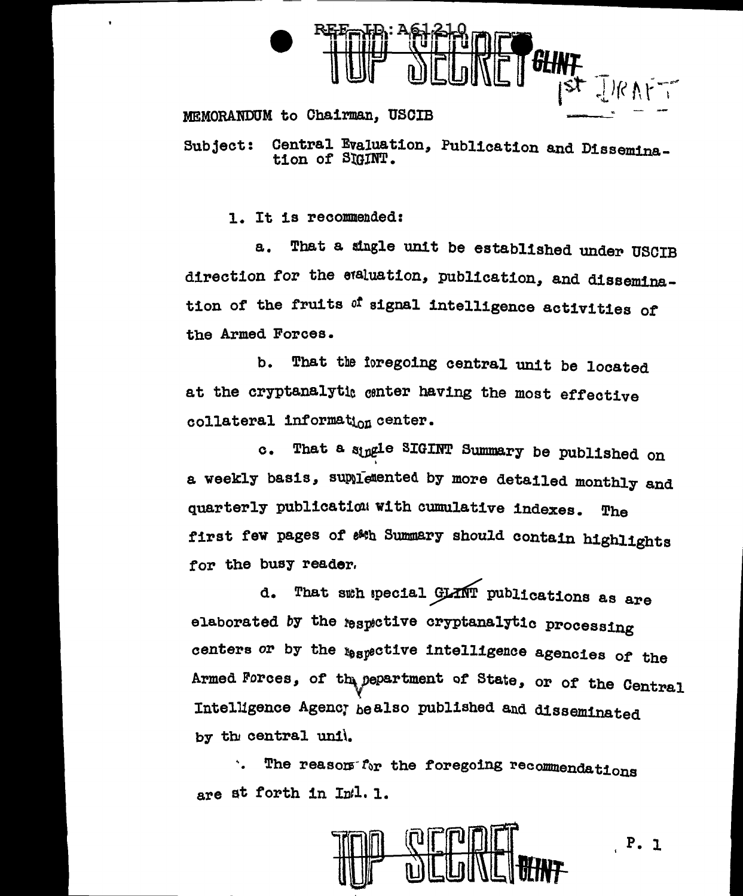REF ID: A61210

TOP SECRET GLINT

1st DRAFT

MEMORANDUM to Chairman, USCIB

Subject: Central Evaluation, Publication and Dissemination of SIGINT.

1. It is recommended:

a. That a single unit be established under USCIB direction for the evaluation, publication, and dissemination of the fruits of signal intelligence activities of the Armed Forces.

b. That the foregoing central unit be located at the cryptanalytic center having the most effective collateral information center.

c. That a single SIGINT Summary be published on a weekly basis, supplemented by more detailed monthly and quarterly publication with cumulative indexes. The first few pages of each Summary should contain highlights for the busy reader.

d. That such special ~~GLINT~~ publications as are elaborated by the respective cryptanalytic processing centers or by the respective intelligence agencies of the Armed Forces, of the Department of State, or of the Central Intelligence Agency be also published and disseminated by the central unit.

2. The reasons for the foregoing recommendations are set forth in Incl. 1.

TOP SECRET GLINT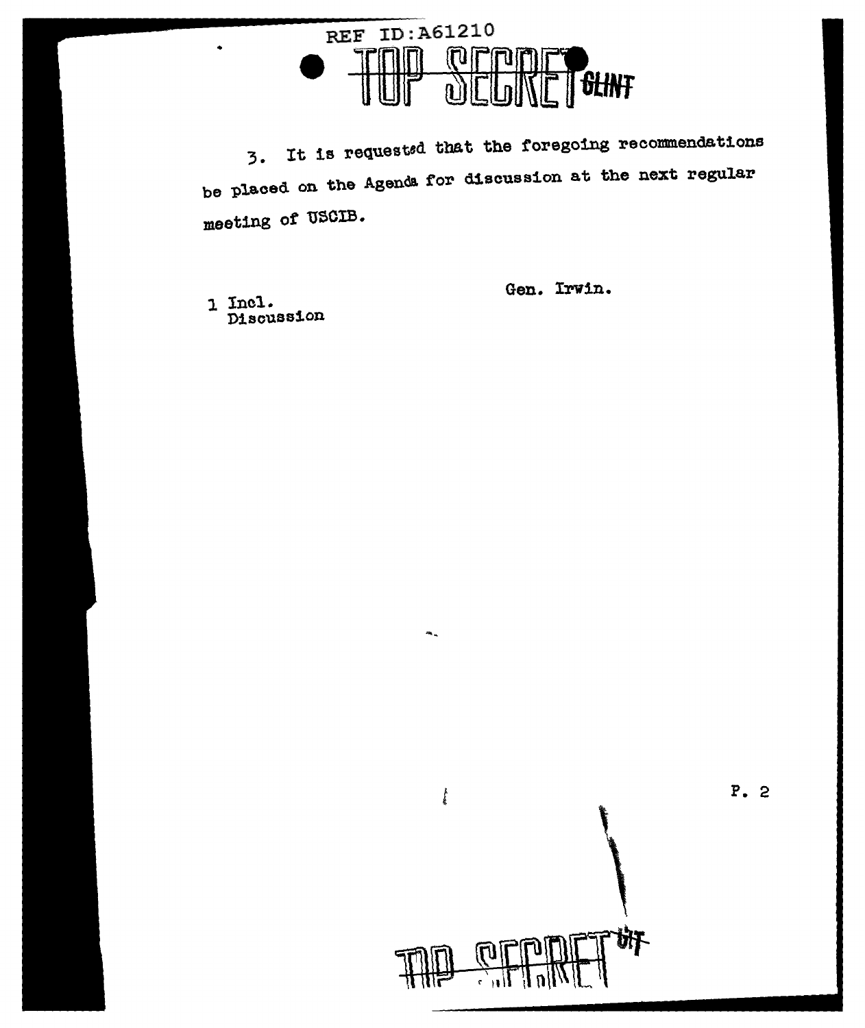3. It is requested that the foregoing recommendations be placed on the Agenda for discussion at the next regular meeting of USCIB.

1 Incl.
Discussion

Gen. Irwin.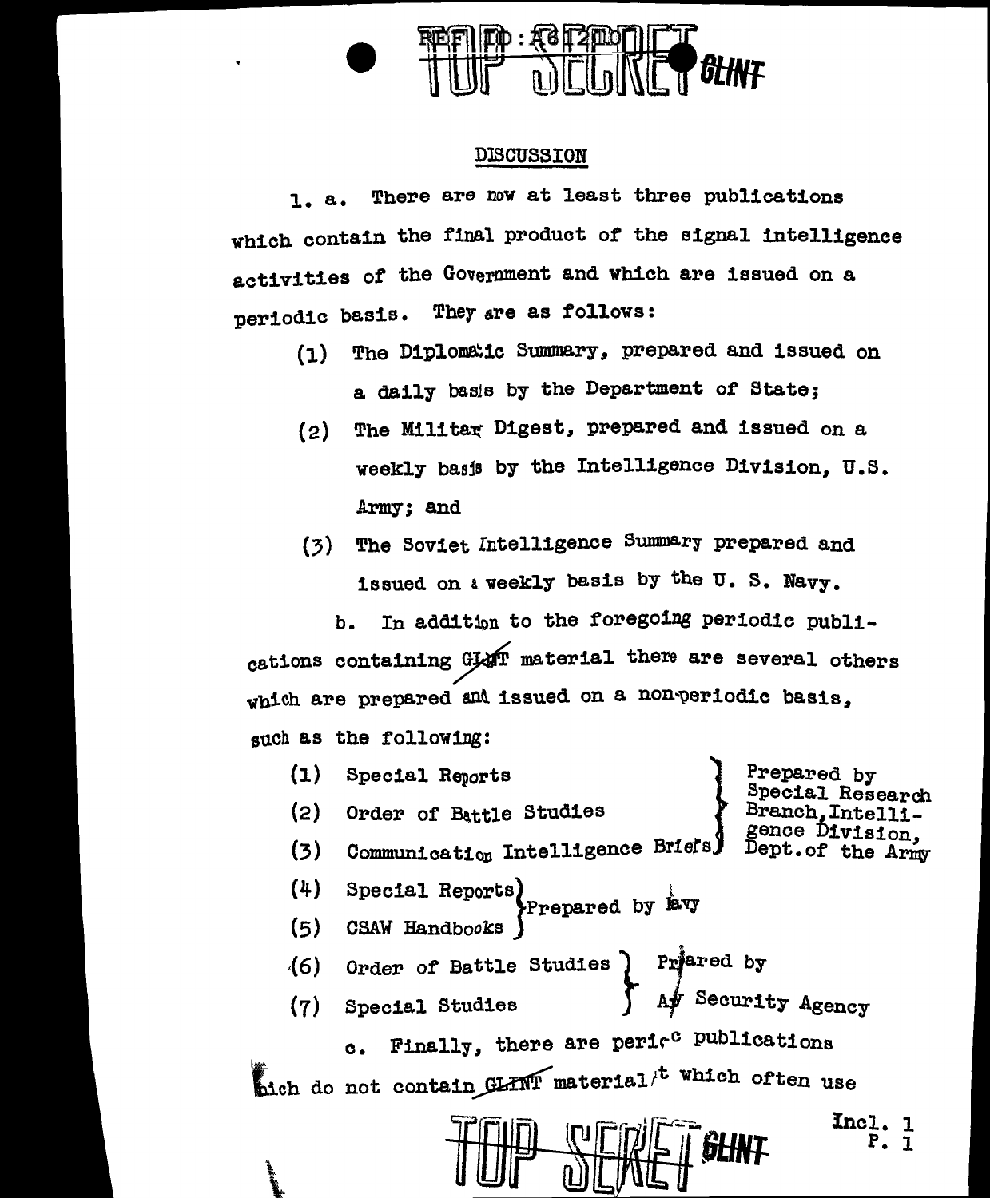## DISCUSSION

1. a. There are now at least three publications which contain the final product of the signal intelligence activities of the Government and which are issued on a periodic basis. They are as follows:

   (1) The Diplomatic Summary, prepared and issued on a daily basis by the Department of State;

   (2) The Military Digest, prepared and issued on a weekly basis by the Intelligence Division, U.S. Army; and

   (3) The Soviet Intelligence Summary prepared and issued on a weekly basis by the U. S. Navy.

   b. In addition to the foregoing periodic publications containing GLINT material there are several others which are prepared and issued on a non-periodic basis, such as the following:

   (1) Special Reports
   (2) Order of Battle Studies
   (3) Communication Intelligence Briefs

   } Prepared by Special Research Branch, Intelligence Division, Dept. of the Army

   (4) Special Reports
   (5) CSAW Handbooks

   } Prepared by Navy

   (6) Order of Battle Studies
   (7) Special Studies

   } Prepared by Army Security Agency

   c. Finally, there are periodic publications which do not contain GLINT material but which often use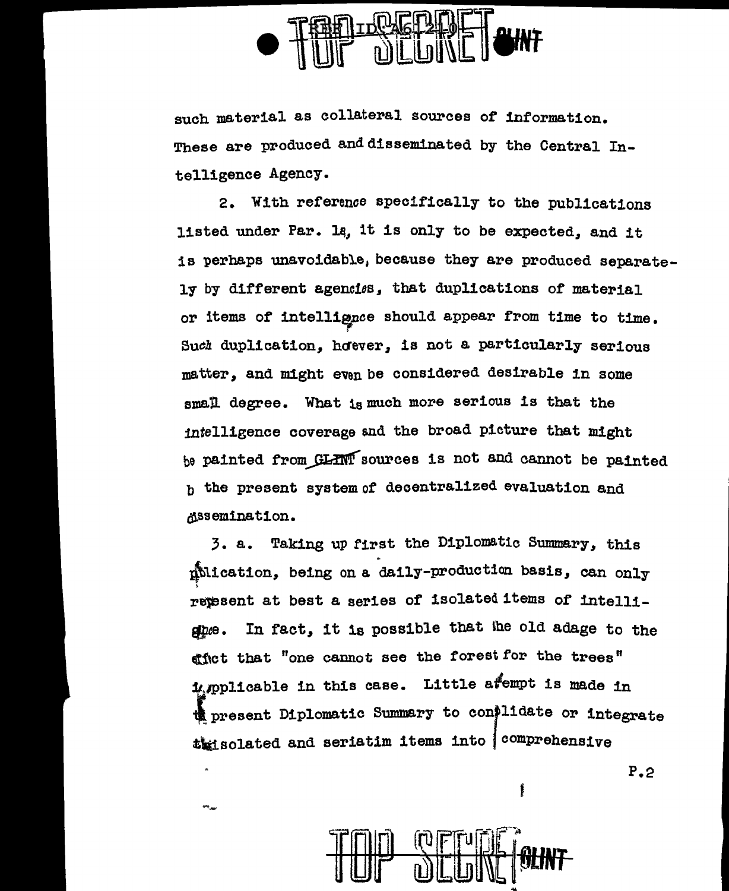such material as collateral sources of information. These are produced and disseminated by the Central Intelligence Agency.

2. With reference specifically to the publications listed under Par. 1a, it is only to be expected, and it is perhaps unavoidable, because they are produced separately by different agencies, that duplications of material or items of intelligence should appear from time to time. Such duplication, however, is not a particularly serious matter, and might even be considered desirable in some small degree. What is much more serious is that the intelligence coverage and the broad picture that might be painted from GLINT sources is not and cannot be painted b the present system of decentralized evaluation and dissemination.

3. a. Taking up first the Diplomatic Summary, this publication, being on a daily-production basis, can only represent at best a series of isolated items of intelligence. In fact, it is possible that the old adage to the effect that "one cannot see the forest for the trees" is applicable in this case. Little attempt is made in the present Diplomatic Summary to consolidate or integrate the isolated and seriatim items into comprehensive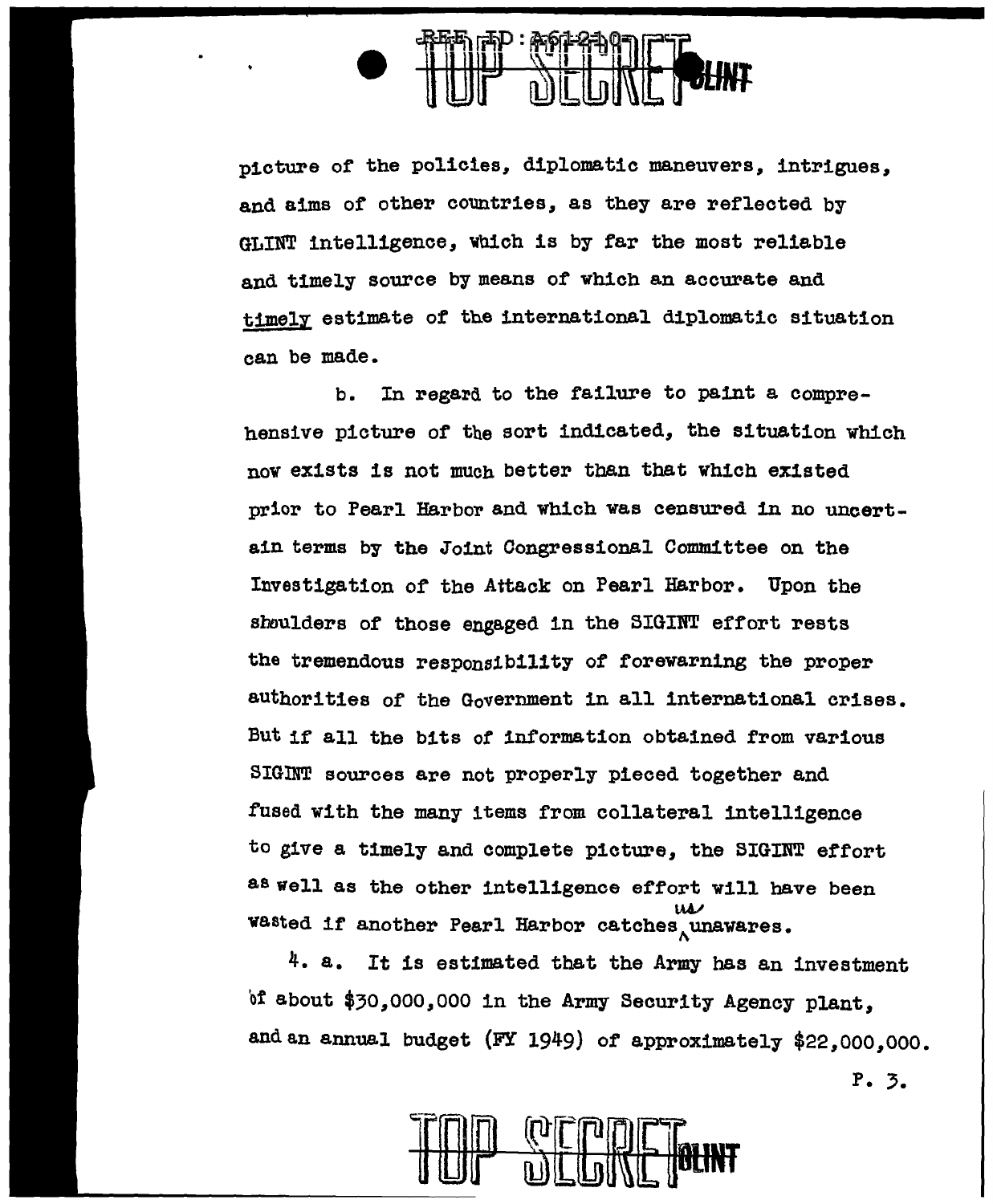picture of the policies, diplomatic maneuvers, intrigues, and aims of other countries, as they are reflected by GLINT intelligence, which is by far the most reliable and timely source by means of which an accurate and timely estimate of the international diplomatic situation can be made.

b. In regard to the failure to paint a comprehensive picture of the sort indicated, the situation which now exists is not much better than that which existed prior to Pearl Harbor and which was censured in no uncertain terms by the Joint Congressional Committee on the Investigation of the Attack on Pearl Harbor. Upon the shoulders of those engaged in the SIGINT effort rests the tremendous responsibility of forewarning the proper authorities of the Government in all international crises. But if all the bits of information obtained from various SIGINT sources are not properly pieced together and fused with the many items from collateral intelligence to give a timely and complete picture, the SIGINT effort as well as the other intelligence effort will have been wasted if another Pearl Harbor catches us unawares.

4. a. It is estimated that the Army has an investment of about $30,000,000 in the Army Security Agency plant, and an annual budget (FY 1949) of approximately $22,000,000.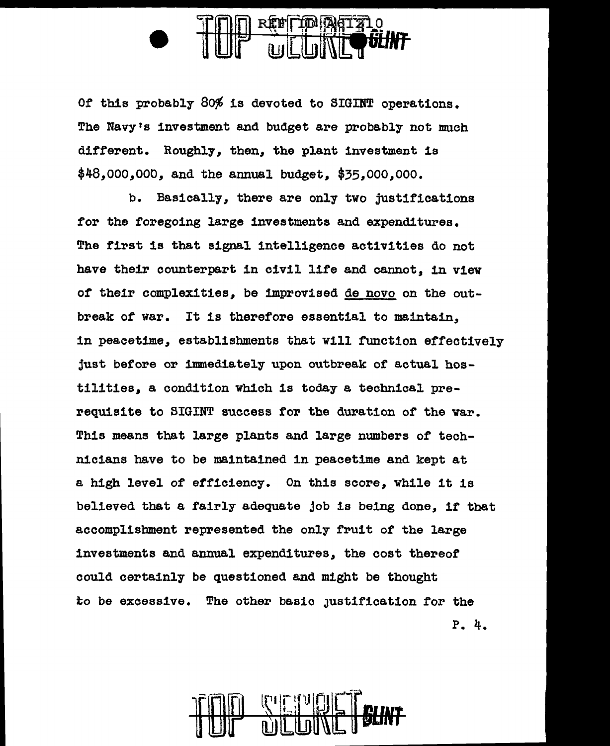Of this probably 80% is devoted to SIGINT operations. The Navy's investment and budget are probably not much different. Roughly, then, the plant investment is $48,000,000, and the annual budget, $35,000,000.

b. Basically, there are only two justifications for the foregoing large investments and expenditures. The first is that signal intelligence activities do not have their counterpart in civil life and cannot, in view of their complexities, be improvised _de novo_ on the outbreak of war. It is therefore essential to maintain, in peacetime, establishments that will function effectively just before or immediately upon outbreak of actual hostilities, a condition which is today a technical prerequisite to SIGINT success for the duration of the war. This means that large plants and large numbers of technicians have to be maintained in peacetime and kept at a high level of efficiency. On this score, while it is believed that a fairly adequate job is being done, if that accomplishment represented the only fruit of the large investments and annual expenditures, the cost thereof could certainly be questioned and might be thought to be excessive. The other basic justification for the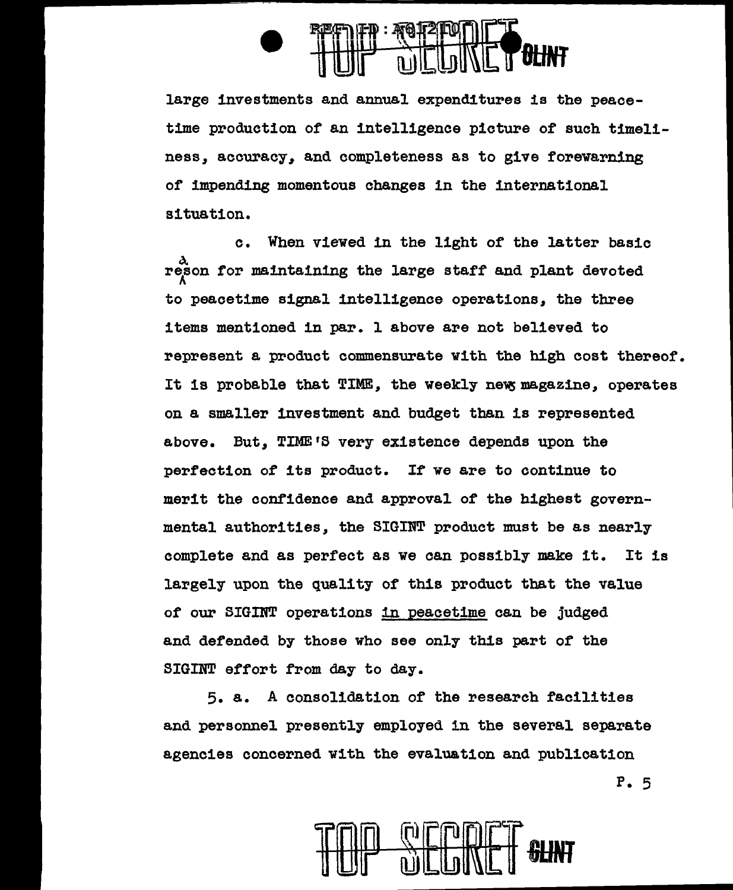large investments and annual expenditures is the peacetime production of an intelligence picture of such timeliness, accuracy, and completeness as to give forewarning of impending momentous changes in the international situation.

c. When viewed in the light of the latter basic reason for maintaining the large staff and plant devoted to peacetime signal intelligence operations, the three items mentioned in par. 1 above are not believed to represent a product commensurate with the high cost thereof. It is probable that TIME, the weekly news magazine, operates on a smaller investment and budget than is represented above. But, TIME'S very existence depends upon the perfection of its product. If we are to continue to merit the confidence and approval of the highest governmental authorities, the SIGINT product must be as nearly complete and as perfect as we can possibly make it. It is largely upon the quality of this product that the value of our SIGINT operations <u>in peacetime</u> can be judged and defended by those who see only this part of the SIGINT effort from day to day.

5. a. A consolidation of the research facilities and personnel presently employed in the several separate agencies concerned with the evaluation and publication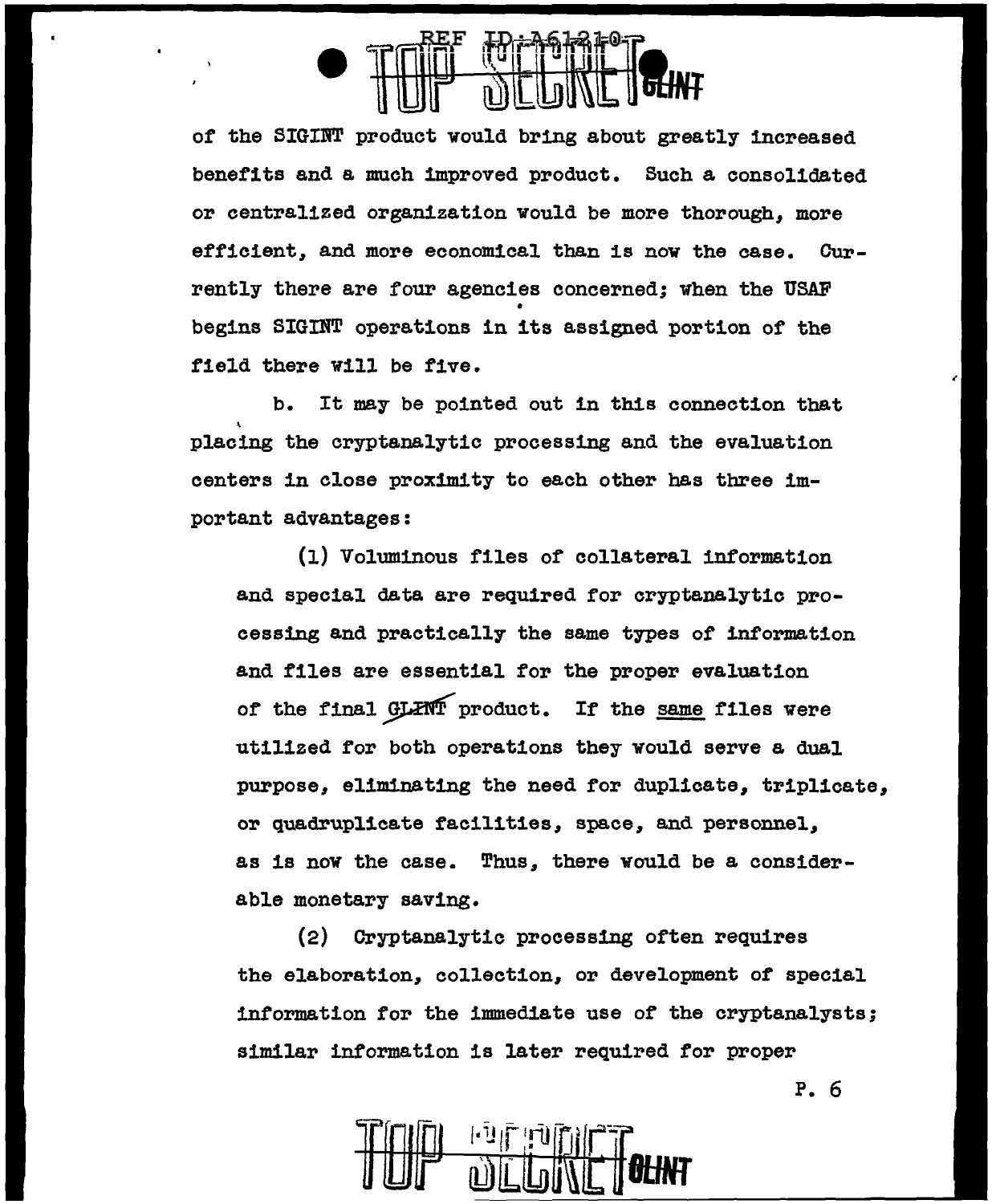of the SIGINT product would bring about greatly increased benefits and a much improved product. Such a consolidated or centralized organization would be more thorough, more efficient, and more economical than is now the case. Currently there are four agencies concerned; when the USAF begins SIGINT operations in its assigned portion of the field there will be five.

b. It may be pointed out in this connection that placing the cryptanalytic processing and the evaluation centers in close proximity to each other has three important advantages:

(1) Voluminous files of collateral information and special data are required for cryptanalytic processing and practically the same types of information and files are essential for the proper evaluation of the final ~~GLINT~~ product. If the same files were utilized for both operations they would serve a dual purpose, eliminating the need for duplicate, triplicate, or quadruplicate facilities, space, and personnel, as is now the case. Thus, there would be a considerable monetary saving.

(2) Cryptanalytic processing often requires the elaboration, collection, or development of special information for the immediate use of the cryptanalysts; similar information is later required for proper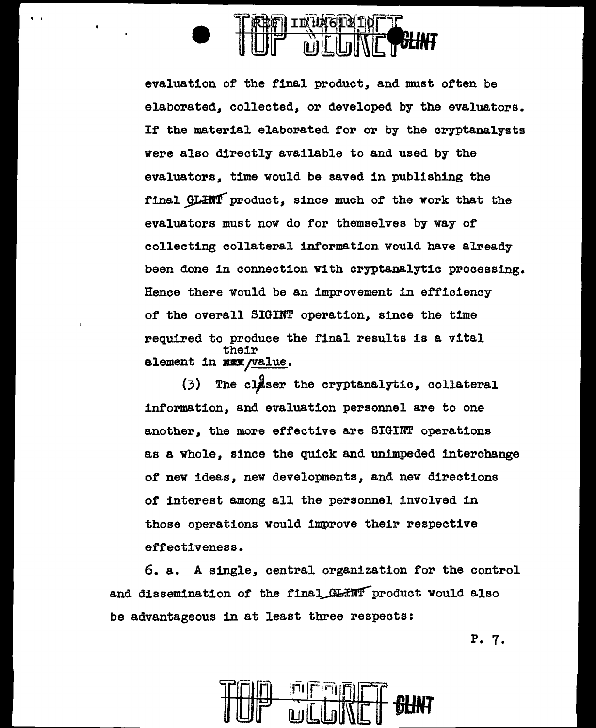evaluation of the final product, and must often be elaborated, collected, or developed by the evaluators. If the material elaborated for or by the cryptanalysts were also directly available to and used by the evaluators, time would be saved in publishing the final GLINT product, since much of the work that the evaluators must now do for themselves by way of collecting collateral information would have already been done in connection with cryptanalytic processing. Hence there would be an improvement in efficiency of the overall SIGINT operation, since the time required to produce the final results is a vital element in their value.

(3) The closer the cryptanalytic, collateral information, and evaluation personnel are to one another, the more effective are SIGINT operations as a whole, since the quick and unimpeded interchange of new ideas, new developments, and new directions of interest among all the personnel involved in those operations would improve their respective effectiveness.

6. a. A single, central organization for the control and dissemination of the final GLINT product would also be advantageous in at least three respects:

P. 7.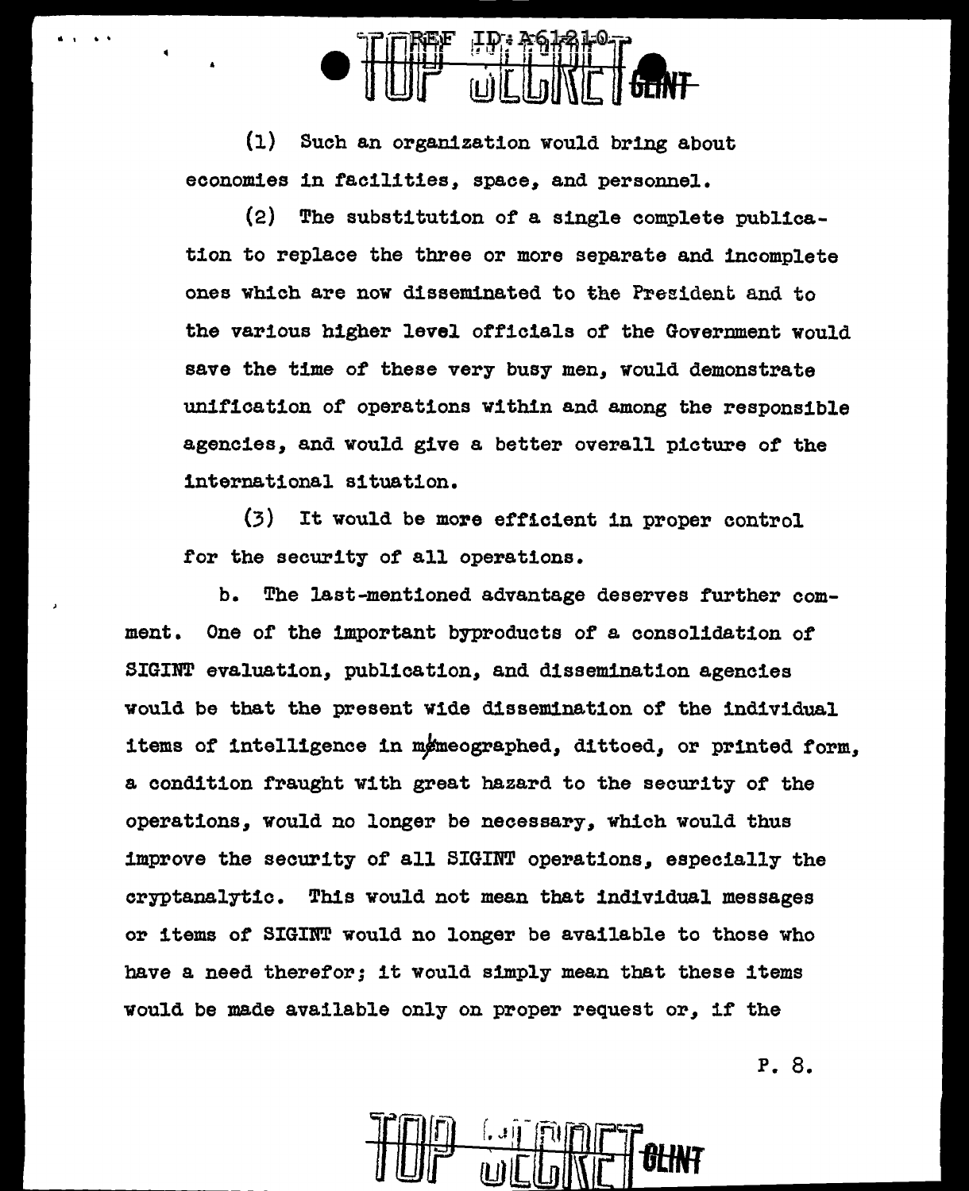(1) Such an organization would bring about economies in facilities, space, and personnel.

(2) The substitution of a single complete publication to replace the three or more separate and incomplete ones which are now disseminated to the President and to the various higher level officials of the Government would save the time of these very busy men, would demonstrate unification of operations within and among the responsible agencies, and would give a better overall picture of the international situation.

(3) It would be more efficient in proper control for the security of all operations.

b. The last-mentioned advantage deserves further comment. One of the important byproducts of a consolidation of SIGINT evaluation, publication, and dissemination agencies would be that the present wide dissemination of the individual items of intelligence in mimeographed, dittoed, or printed form, a condition fraught with great hazard to the security of the operations, would no longer be necessary, which would thus improve the security of all SIGINT operations, especially the cryptanalytic. This would not mean that individual messages or items of SIGINT would no longer be available to those who have a need therefor; it would simply mean that these items would be made available only on proper request or, if the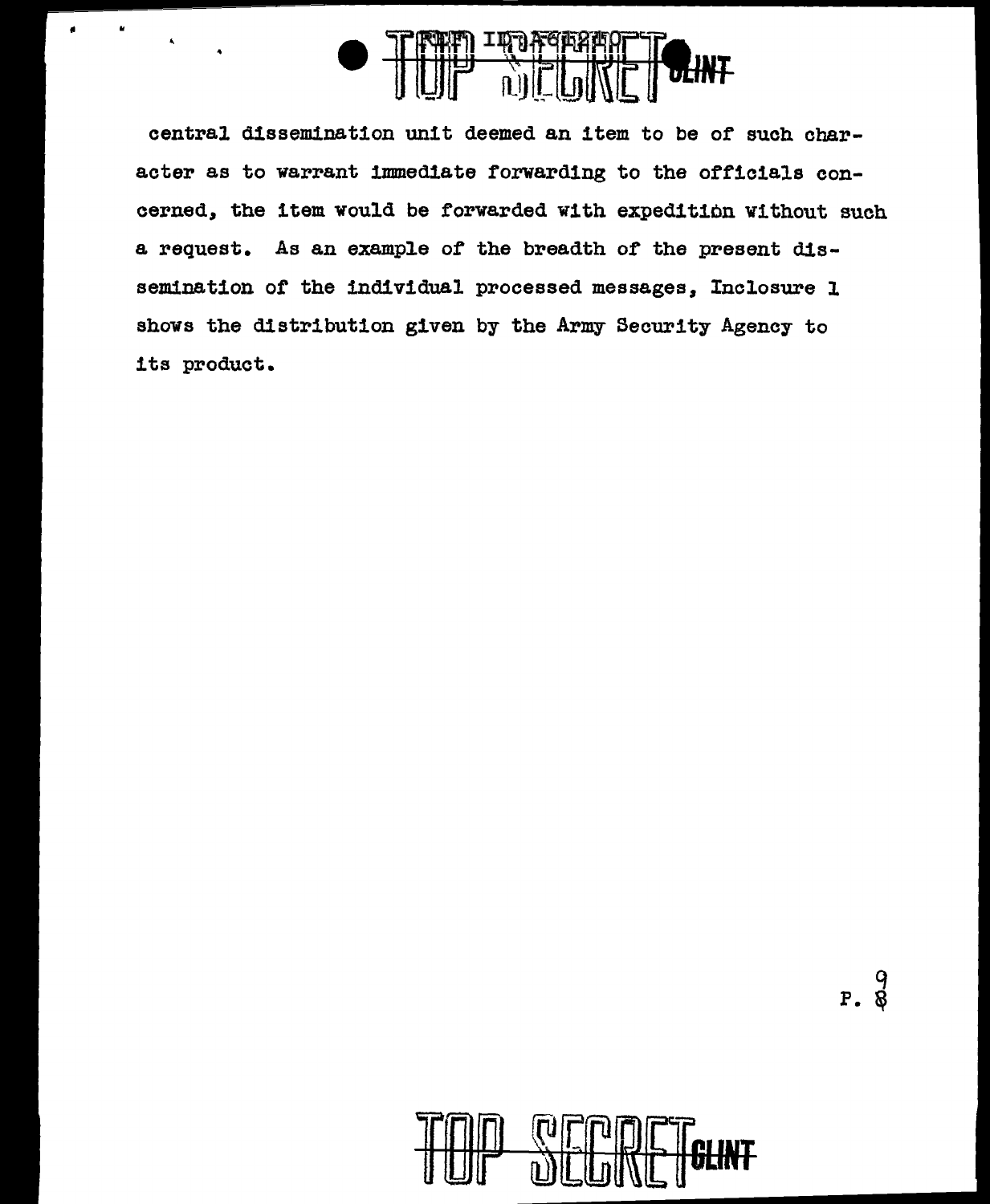central dissemination unit deemed an item to be of such character as to warrant immediate forwarding to the officials concerned, the item would be forwarded with expedition without such a request. As an example of the breadth of the present dissemination of the individual processed messages, Inclosure 1 shows the distribution given by the Army Security Agency to its product.